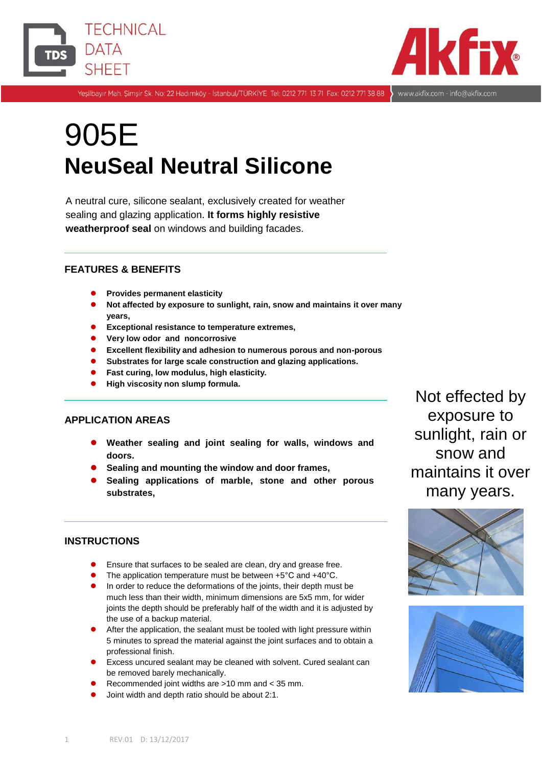# 905E

## NeuSeal Neutral Silicone

A neutral cure, silicone sealant, exclusively created for weather sealing and glazing application. **It forms highly resistive weatherproof seal** on windows and building facades.

### FEATURES & BENEFITS

- **Provides permanent elasticity**
- **Not affected by exposure to sunlight, rain, snow and maintains it over many years,**
- **Exceptional resistance to temperature extremes,**
- **Very low odor and noncorrosive**
- **Excellent flexibility and adhesion to numerous porous and non-porous**
- **Substrates for large scale construction and glazing applications.**
- **Fast curing, low modulus, high elasticity.**
- **High viscosity non slump formula.**

Not effected by exposure to sunlight, rain or snow and maintains it over many years.

### APPLICATION AREAS

- **Weather sealing and joint sealing for walls, windows and doors.**
- **Sealing and mounting the window and door frames,**
- **Sealing applications of marble, stone and other porous substrates,**

### INSTRUCTIONS

- Ensure that surfaces to be sealed are clean, dry and grease free.
- The application temperature must be between +5°C and +40°C.
- In order to reduce the deformations of the joints, their depth must be much less than their width, minimum dimensions are 5x5 mm, for wider joints the depth should be preferably half of the width and it is adjusted by the use of a backup material.
- After the application, the sealant must be tooled with light pressure within 5 minutes to spread the material against the joint surfaces and to obtain a professional finish.
- Excess uncured sealant may be cleaned with solvent. Cured sealant can be removed barely mechanically.
- Recommended joint widths are >10 mm and < 35 mm.
- Joint width and depth ratio should be about 2:1.

REV.01 D: 13/12/2017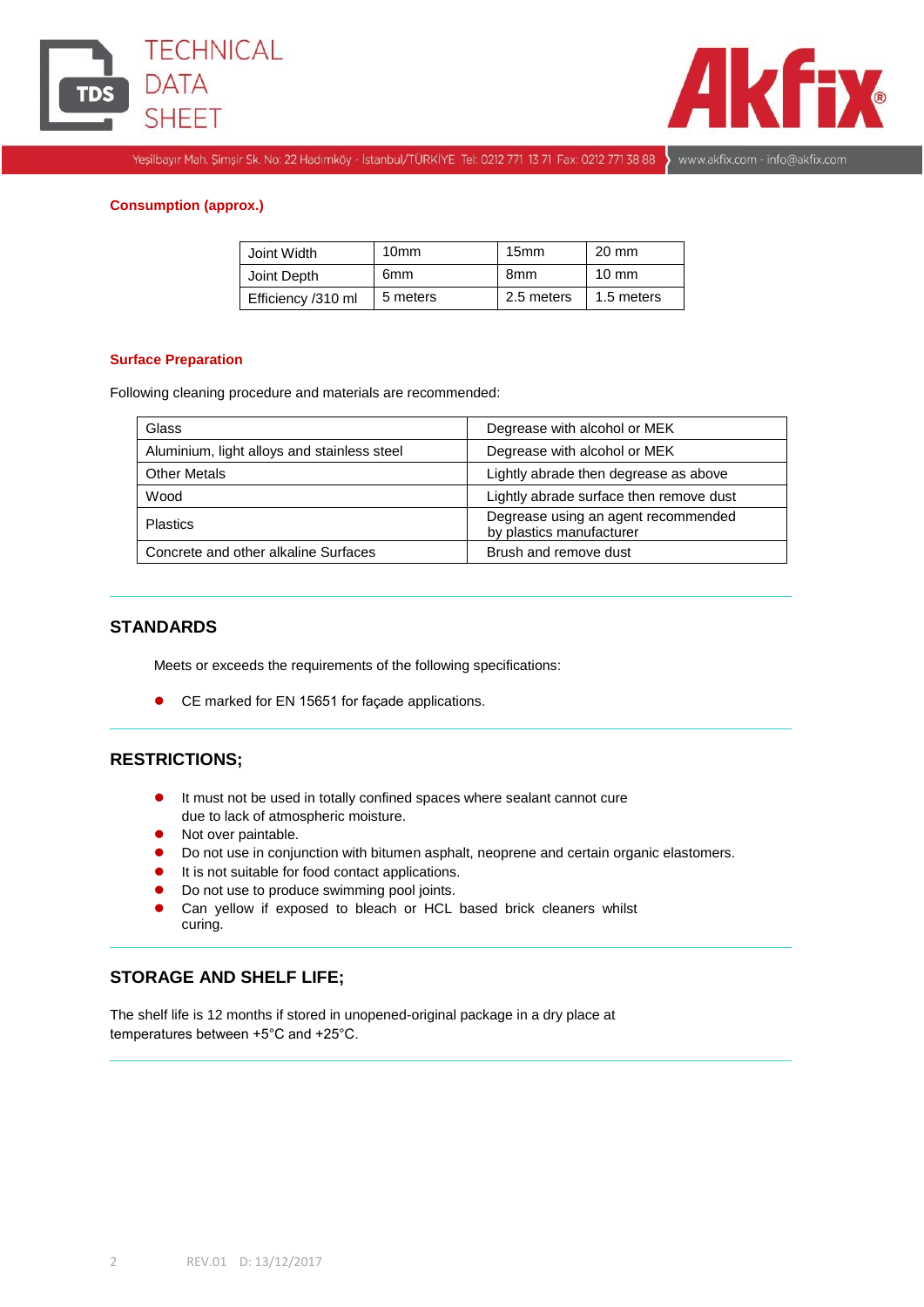**Consumption (approx.)**

| Joint Width | 10mm | 15mm | 20 mm |
|---|---|---|---|
| Joint Depth | 6mm | 8mm | 10 mm |
| Efficiency /310 ml | 5 meters | 2.5 meters | 1.5 meters |

**Surface Preparation**

Following cleaning procedure and materials are recommended:

| Glass | Degrease with alcohol or MEK |
|---|---|
| Aluminium, light alloys and stainless steel | Degrease with alcohol or MEK |
| Other Metals | Lightly abrade then degrease as above |
| Wood | Lightly abrade surface then remove dust |
| Plastics | Degrease using an agent recommended by plastics manufacturer |
| Concrete and other alkaline Surfaces | Brush and remove dust |

## STANDARDS

Meets or exceeds the requirements of the following specifications:

- CE marked for EN 15651 for façade applications.

## RESTRICTIONS;

- It must not be used in totally confined spaces where sealant cannot cure due to lack of atmospheric moisture.
- Not over paintable.
- Do not use in conjunction with bitumen asphalt, neoprene and certain organic elastomers.
- It is not suitable for food contact applications.
- Do not use to produce swimming pool joints.
- Can yellow if exposed to bleach or HCL based brick cleaners whilst curing.

## STORAGE AND SHELF LIFE;

The shelf life is 12 months if stored in unopened-original package in a dry place at temperatures between +5°C and +25°C.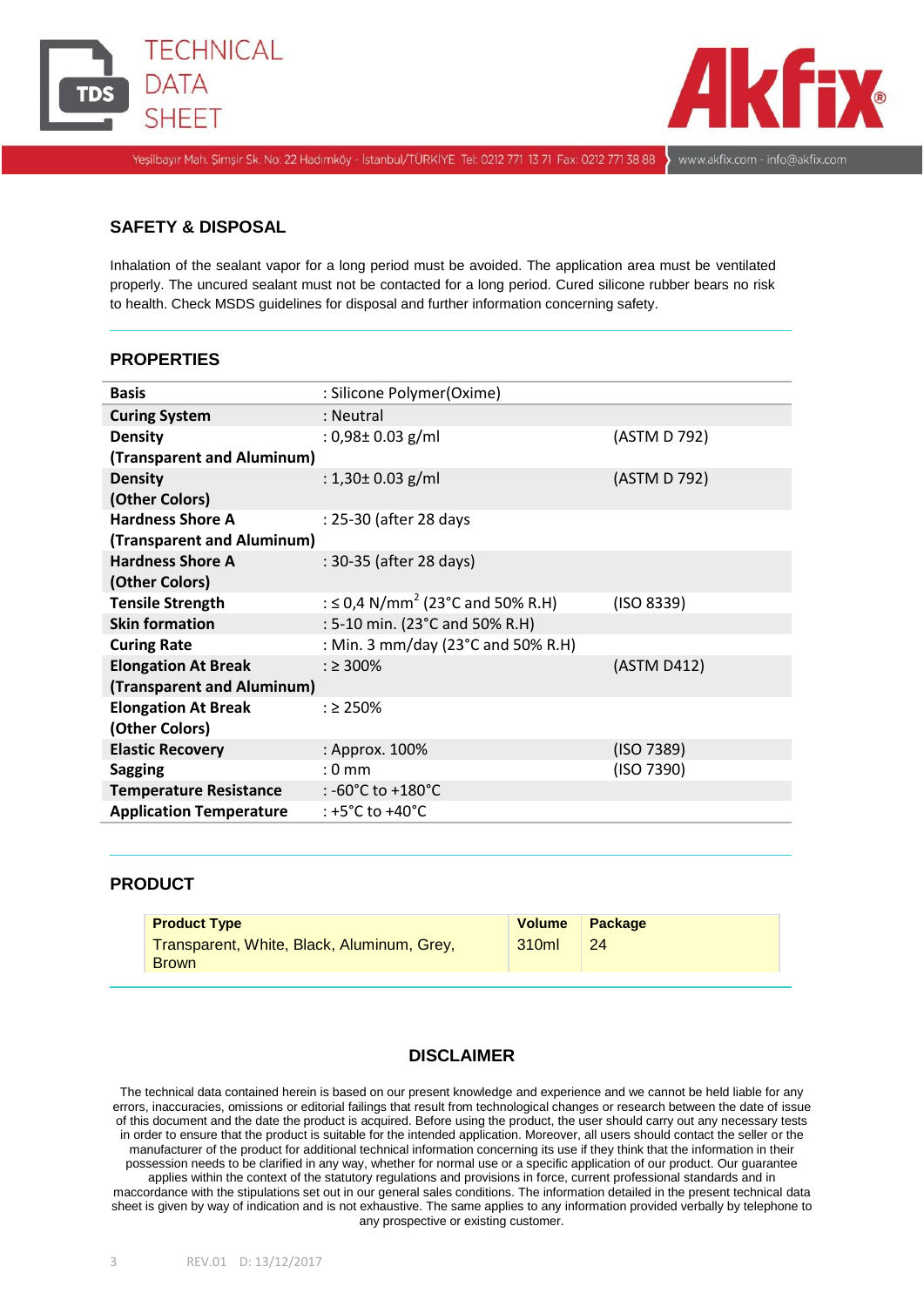## SAFETY & DISPOSAL

Inhalation of the sealant vapor for a long period must be avoided. The application area must be ventilated properly. The uncured sealant must not be contacted for a long period. Cured silicone rubber bears no risk to health. Check MSDS guidelines for disposal and further information concerning safety.

## PROPERTIES

| | | |
|---|---|---|
| **Basis** | : Silicone Polymer(Oxime) | |
| **Curing System** | : Neutral | |
| **Density (Transparent and Aluminum)** | : 0,98± 0.03 g/ml | (ASTM D 792) |
| **Density (Other Colors)** | : 1,30± 0.03 g/ml | (ASTM D 792) |
| **Hardness Shore A (Transparent and Aluminum)** | : 25-30 (after 28 days | |
| **Hardness Shore A (Other Colors)** | : 30-35 (after 28 days) | |
| **Tensile Strength** | : ≤ 0,4 N/mm$^2$ (23°C and 50% R.H) | (ISO 8339) |
| **Skin formation** | : 5-10 min. (23°C and 50% R.H) | |
| **Curing Rate** | : Min. 3 mm/day (23°C and 50% R.H) | |
| **Elongation At Break (Transparent and Aluminum)** | : ≥ 300% | (ASTM D412) |
| **Elongation At Break (Other Colors)** | : ≥ 250% | |
| **Elastic Recovery** | : Approx. 100% | (ISO 7389) |
| **Sagging** | : 0 mm | (ISO 7390) |
| **Temperature Resistance** | : -60°C to +180°C | |
| **Application Temperature** | : +5°C to +40°C | |

## PRODUCT

| Product Type | Volume | Package |
|---|---|---|
| Transparent, White, Black, Aluminum, Grey, Brown | 310ml | 24 |

## DISCLAIMER

The technical data contained herein is based on our present knowledge and experience and we cannot be held liable for any errors, inaccuracies, omissions or editorial failings that result from technological changes or research between the date of issue of this document and the date the product is acquired. Before using the product, the user should carry out any necessary tests in order to ensure that the product is suitable for the intended application. Moreover, all users should contact the seller or the manufacturer of the product for additional technical information concerning its use if they think that the information in their possession needs to be clarified in any way, whether for normal use or a specific application of our product. Our guarantee applies within the context of the statutory regulations and provisions in force, current professional standards and in maccordance with the stipulations set out in our general sales conditions. The information detailed in the present technical data sheet is given by way of indication and is not exhaustive. The same applies to any information provided verbally by telephone to any prospective or existing customer.

REV.01 D: 13/12/2017